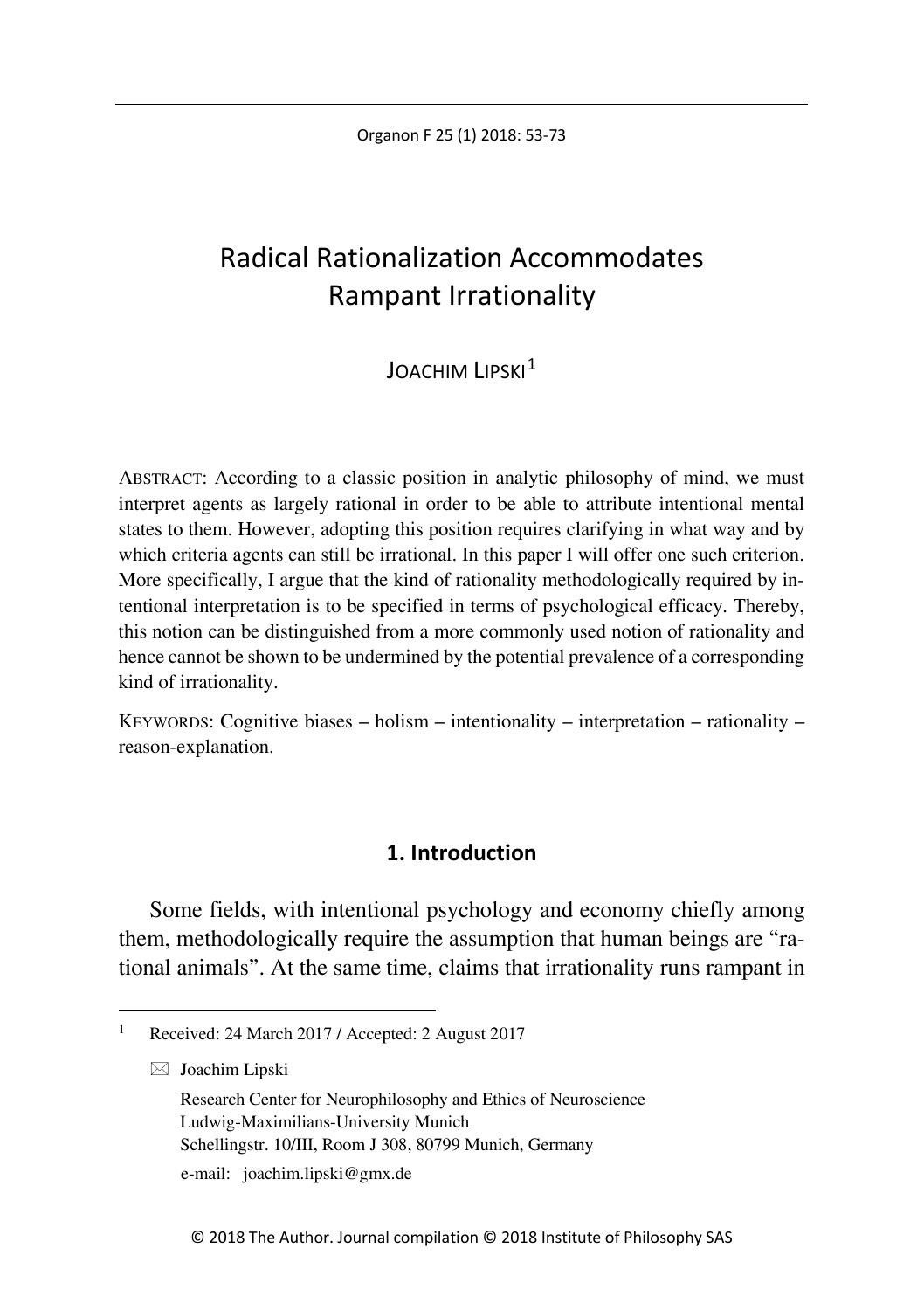# Radical Rationalization Accommodates Rampant Irrationality

JOACHIM LIPSKI[1]

ABSTRACT: According to a classic position in analytic philosophy of mind, we must interpret agents as largely rational in order to be able to attribute intentional mental states to them. However, adopting this position requires clarifying in what way and by which criteria agents can still be irrational. In this paper I will offer one such criterion. More specifically, I argue that the kind of rationality methodologically required by intentional interpretation is to be specified in terms of psychological efficacy. Thereby, this notion can be distinguished from a more commonly used notion of rationality and hence cannot be shown to be undermined by the potential prevalence of a corresponding kind of irrationality.

KEYWORDS: Cognitive biases – holism – intentionality – interpretation – rationality – reason-explanation.

## 1. Introduction

Some fields, with intentional psychology and economy chiefly among them, methodologically require the assumption that human beings are "rational animals". At the same time, claims that irrationality runs rampant in

---

[1] Received: 24 March 2017 / Accepted: 2 August 2017

✉ Joachim Lipski
Research Center for Neurophilosophy and Ethics of Neuroscience
Ludwig-Maximilians-University Munich
Schellingstr. 10/III, Room J 308, 80799 Munich, Germany
e-mail: joachim.lipski@gmx.de

© 2018 The Author. Journal compilation © 2018 Institute of Philosophy SAS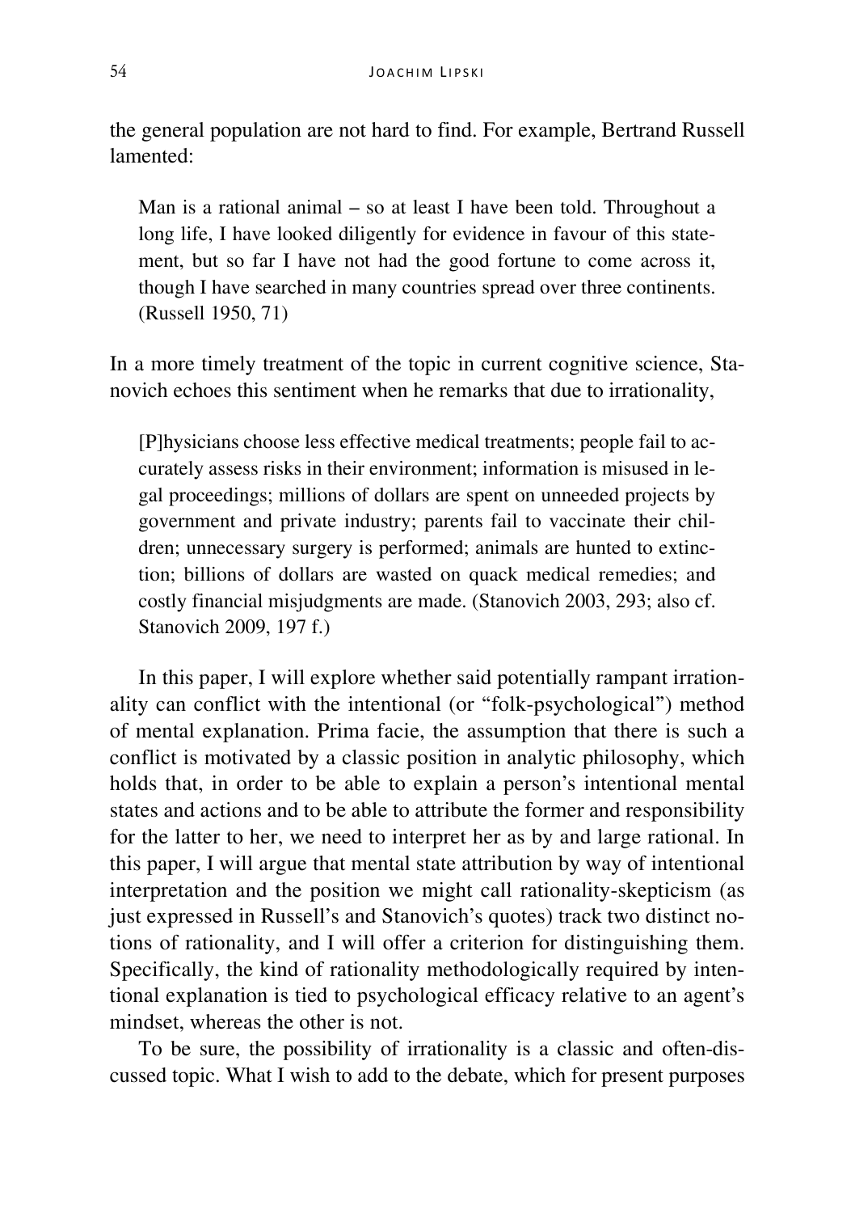the general population are not hard to find. For example, Bertrand Russell lamented:

> Man is a rational animal – so at least I have been told. Throughout a long life, I have looked diligently for evidence in favour of this statement, but so far I have not had the good fortune to come across it, though I have searched in many countries spread over three continents. (Russell 1950, 71)

In a more timely treatment of the topic in current cognitive science, Stanovich echoes this sentiment when he remarks that due to irrationality,

> [P]hysicians choose less effective medical treatments; people fail to accurately assess risks in their environment; information is misused in legal proceedings; millions of dollars are spent on unneeded projects by government and private industry; parents fail to vaccinate their children; unnecessary surgery is performed; animals are hunted to extinction; billions of dollars are wasted on quack medical remedies; and costly financial misjudgments are made. (Stanovich 2003, 293; also cf. Stanovich 2009, 197 f.)

In this paper, I will explore whether said potentially rampant irrationality can conflict with the intentional (or "folk-psychological") method of mental explanation. Prima facie, the assumption that there is such a conflict is motivated by a classic position in analytic philosophy, which holds that, in order to be able to explain a person's intentional mental states and actions and to be able to attribute the former and responsibility for the latter to her, we need to interpret her as by and large rational. In this paper, I will argue that mental state attribution by way of intentional interpretation and the position we might call rationality-skepticism (as just expressed in Russell's and Stanovich's quotes) track two distinct notions of rationality, and I will offer a criterion for distinguishing them. Specifically, the kind of rationality methodologically required by intentional explanation is tied to psychological efficacy relative to an agent's mindset, whereas the other is not.

To be sure, the possibility of irrationality is a classic and often-discussed topic. What I wish to add to the debate, which for present purposes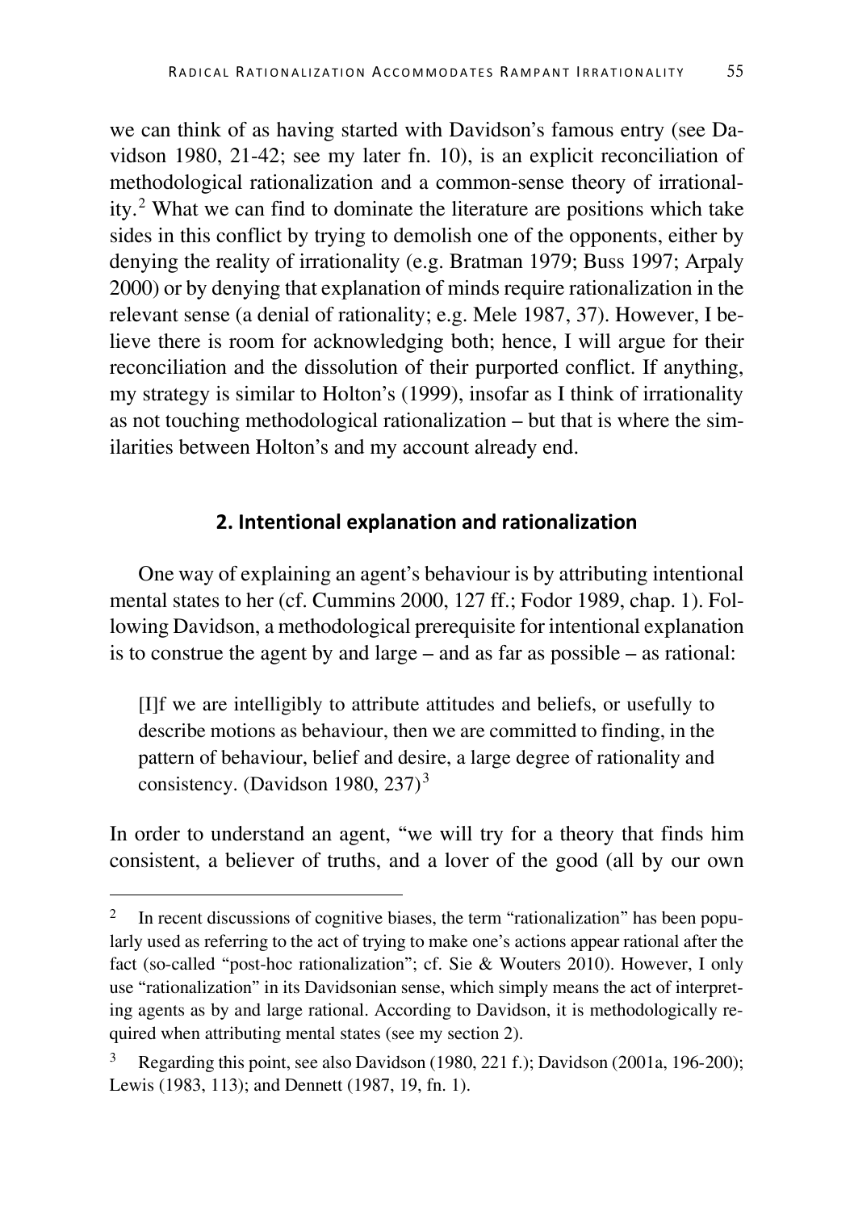we can think of as having started with Davidson's famous entry (see Davidson 1980, 21-42; see my later fn. 10), is an explicit reconciliation of methodological rationalization and a common-sense theory of irrationality.[2] What we can find to dominate the literature are positions which take sides in this conflict by trying to demolish one of the opponents, either by denying the reality of irrationality (e.g. Bratman 1979; Buss 1997; Arpaly 2000) or by denying that explanation of minds require rationalization in the relevant sense (a denial of rationality; e.g. Mele 1987, 37). However, I believe there is room for acknowledging both; hence, I will argue for their reconciliation and the dissolution of their purported conflict. If anything, my strategy is similar to Holton's (1999), insofar as I think of irrationality as not touching methodological rationalization – but that is where the similarities between Holton's and my account already end.

## 2. Intentional explanation and rationalization

One way of explaining an agent's behaviour is by attributing intentional mental states to her (cf. Cummins 2000, 127 ff.; Fodor 1989, chap. 1). Following Davidson, a methodological prerequisite for intentional explanation is to construe the agent by and large – and as far as possible – as rational:

> [I]f we are intelligibly to attribute attitudes and beliefs, or usefully to describe motions as behaviour, then we are committed to finding, in the pattern of behaviour, belief and desire, a large degree of rationality and consistency. (Davidson 1980, 237)[3]

In order to understand an agent, "we will try for a theory that finds him consistent, a believer of truths, and a lover of the good (all by our own

---

[2] In recent discussions of cognitive biases, the term "rationalization" has been popularly used as referring to the act of trying to make one's actions appear rational after the fact (so-called "post-hoc rationalization"; cf. Sie & Wouters 2010). However, I only use "rationalization" in its Davidsonian sense, which simply means the act of interpreting agents as by and large rational. According to Davidson, it is methodologically required when attributing mental states (see my section 2).

[3] Regarding this point, see also Davidson (1980, 221 f.); Davidson (2001a, 196-200); Lewis (1983, 113); and Dennett (1987, 19, fn. 1).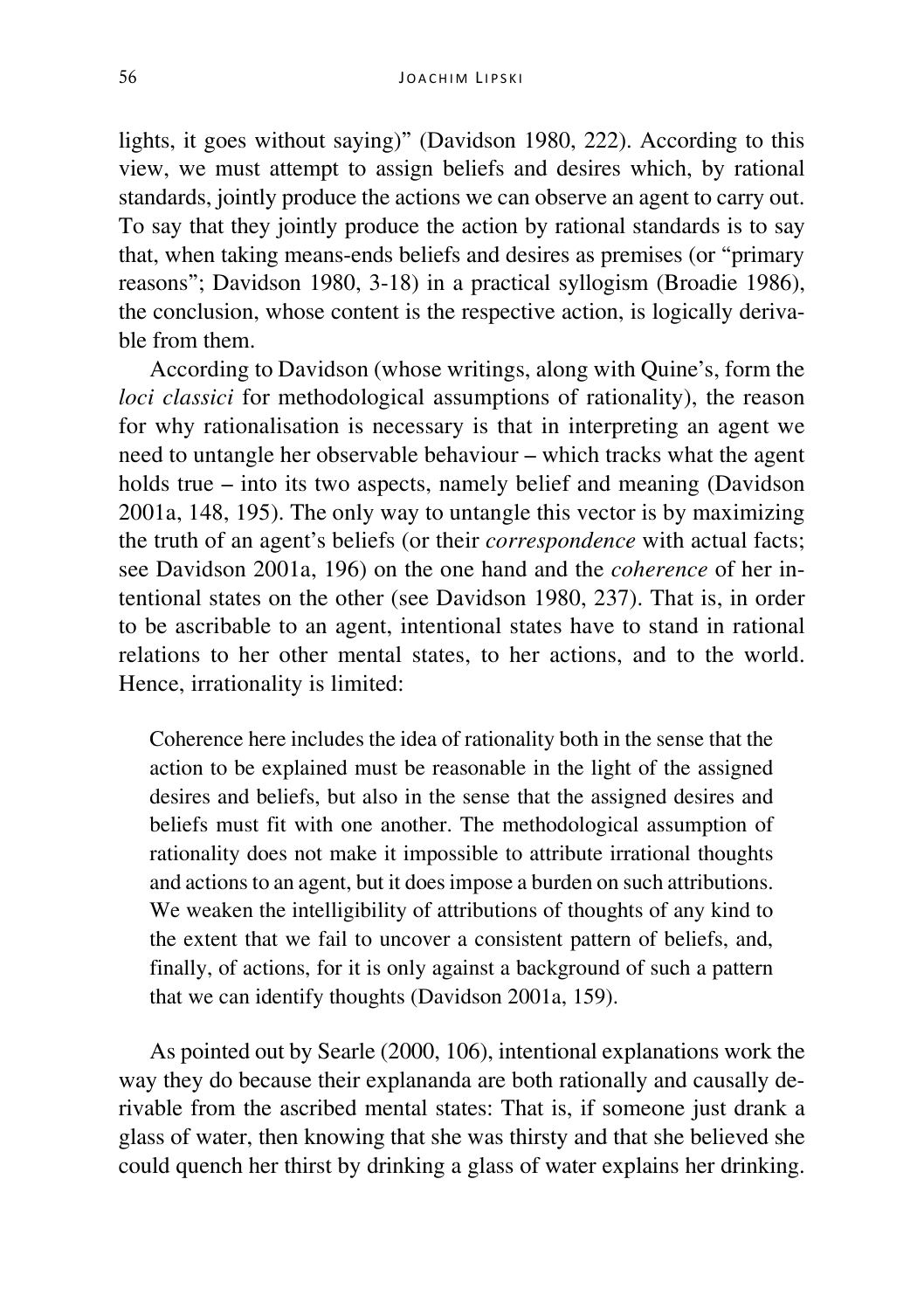lights, it goes without saying)" (Davidson 1980, 222). According to this view, we must attempt to assign beliefs and desires which, by rational standards, jointly produce the actions we can observe an agent to carry out. To say that they jointly produce the action by rational standards is to say that, when taking means-ends beliefs and desires as premises (or "primary reasons"; Davidson 1980, 3-18) in a practical syllogism (Broadie 1986), the conclusion, whose content is the respective action, is logically derivable from them.

According to Davidson (whose writings, along with Quine's, form the *loci classici* for methodological assumptions of rationality), the reason for why rationalisation is necessary is that in interpreting an agent we need to untangle her observable behaviour – which tracks what the agent holds true – into its two aspects, namely belief and meaning (Davidson 2001a, 148, 195). The only way to untangle this vector is by maximizing the truth of an agent's beliefs (or their *correspondence* with actual facts; see Davidson 2001a, 196) on the one hand and the *coherence* of her intentional states on the other (see Davidson 1980, 237). That is, in order to be ascribable to an agent, intentional states have to stand in rational relations to her other mental states, to her actions, and to the world. Hence, irrationality is limited:

> Coherence here includes the idea of rationality both in the sense that the action to be explained must be reasonable in the light of the assigned desires and beliefs, but also in the sense that the assigned desires and beliefs must fit with one another. The methodological assumption of rationality does not make it impossible to attribute irrational thoughts and actions to an agent, but it does impose a burden on such attributions. We weaken the intelligibility of attributions of thoughts of any kind to the extent that we fail to uncover a consistent pattern of beliefs, and, finally, of actions, for it is only against a background of such a pattern that we can identify thoughts (Davidson 2001a, 159).

As pointed out by Searle (2000, 106), intentional explanations work the way they do because their explananda are both rationally and causally derivable from the ascribed mental states: That is, if someone just drank a glass of water, then knowing that she was thirsty and that she believed she could quench her thirst by drinking a glass of water explains her drinking.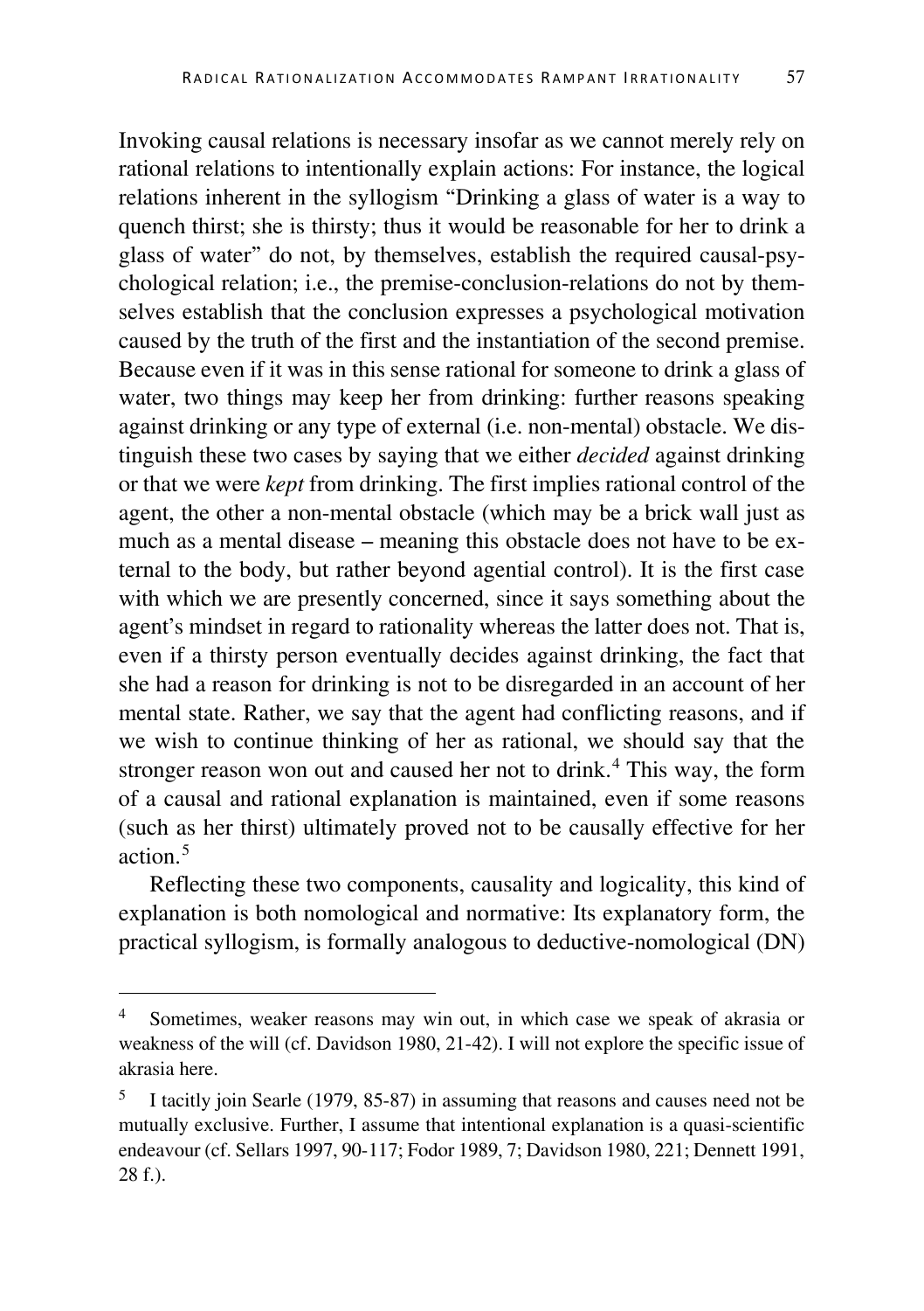Invoking causal relations is necessary insofar as we cannot merely rely on rational relations to intentionally explain actions: For instance, the logical relations inherent in the syllogism "Drinking a glass of water is a way to quench thirst; she is thirsty; thus it would be reasonable for her to drink a glass of water" do not, by themselves, establish the required causal-psychological relation; i.e., the premise-conclusion-relations do not by themselves establish that the conclusion expresses a psychological motivation caused by the truth of the first and the instantiation of the second premise. Because even if it was in this sense rational for someone to drink a glass of water, two things may keep her from drinking: further reasons speaking against drinking or any type of external (i.e. non-mental) obstacle. We distinguish these two cases by saying that we either *decided* against drinking or that we were *kept* from drinking. The first implies rational control of the agent, the other a non-mental obstacle (which may be a brick wall just as much as a mental disease – meaning this obstacle does not have to be external to the body, but rather beyond agential control). It is the first case with which we are presently concerned, since it says something about the agent's mindset in regard to rationality whereas the latter does not. That is, even if a thirsty person eventually decides against drinking, the fact that she had a reason for drinking is not to be disregarded in an account of her mental state. Rather, we say that the agent had conflicting reasons, and if we wish to continue thinking of her as rational, we should say that the stronger reason won out and caused her not to drink.[4] This way, the form of a causal and rational explanation is maintained, even if some reasons (such as her thirst) ultimately proved not to be causally effective for her action.[5]

Reflecting these two components, causality and logicality, this kind of explanation is both nomological and normative: Its explanatory form, the practical syllogism, is formally analogous to deductive-nomological (DN)

---

[4] Sometimes, weaker reasons may win out, in which case we speak of akrasia or weakness of the will (cf. Davidson 1980, 21-42). I will not explore the specific issue of akrasia here.

[5] I tacitly join Searle (1979, 85-87) in assuming that reasons and causes need not be mutually exclusive. Further, I assume that intentional explanation is a quasi-scientific endeavour (cf. Sellars 1997, 90-117; Fodor 1989, 7; Davidson 1980, 221; Dennett 1991, 28 f.).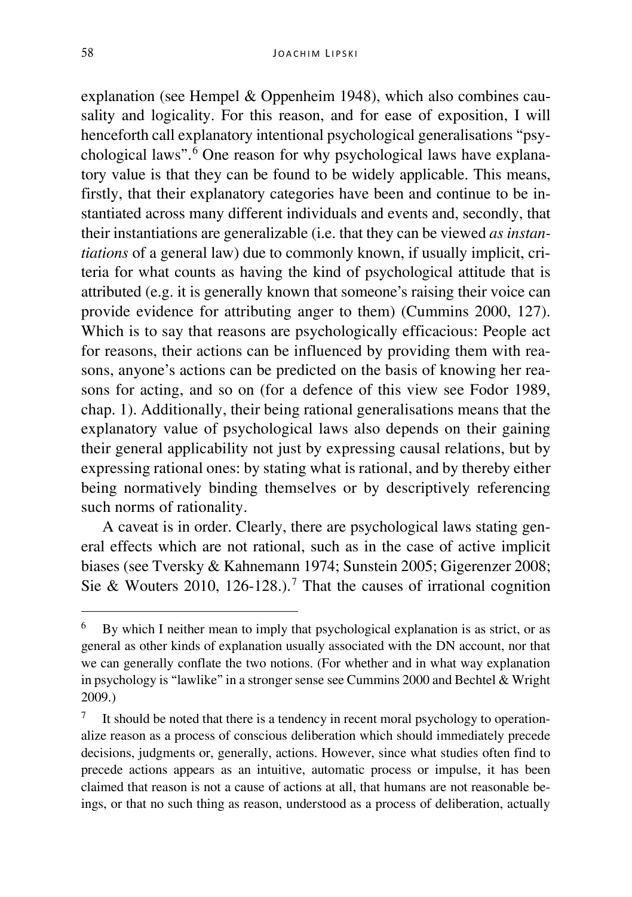explanation (see Hempel & Oppenheim 1948), which also combines causality and logicality. For this reason, and for ease of exposition, I will henceforth call explanatory intentional psychological generalisations "psychological laws".[6] One reason for why psychological laws have explanatory value is that they can be found to be widely applicable. This means, firstly, that their explanatory categories have been and continue to be instantiated across many different individuals and events and, secondly, that their instantiations are generalizable (i.e. that they can be viewed *as instantiations* of a general law) due to commonly known, if usually implicit, criteria for what counts as having the kind of psychological attitude that is attributed (e.g. it is generally known that someone's raising their voice can provide evidence for attributing anger to them) (Cummins 2000, 127). Which is to say that reasons are psychologically efficacious: People act for reasons, their actions can be influenced by providing them with reasons, anyone's actions can be predicted on the basis of knowing her reasons for acting, and so on (for a defence of this view see Fodor 1989, chap. 1). Additionally, their being rational generalisations means that the explanatory value of psychological laws also depends on their gaining their general applicability not just by expressing causal relations, but by expressing rational ones: by stating what is rational, and by thereby either being normatively binding themselves or by descriptively referencing such norms of rationality.

A caveat is in order. Clearly, there are psychological laws stating general effects which are not rational, such as in the case of active implicit biases (see Tversky & Kahnemann 1974; Sunstein 2005; Gigerenzer 2008; Sie & Wouters 2010, 126-128.).[7] That the causes of irrational cognition

---

[6] By which I neither mean to imply that psychological explanation is as strict, or as general as other kinds of explanation usually associated with the DN account, nor that we can generally conflate the two notions. (For whether and in what way explanation in psychology is "lawlike" in a stronger sense see Cummins 2000 and Bechtel & Wright 2009.)

[7] It should be noted that there is a tendency in recent moral psychology to operationalize reason as a process of conscious deliberation which should immediately precede decisions, judgments or, generally, actions. However, since what studies often find to precede actions appears as an intuitive, automatic process or impulse, it has been claimed that reason is not a cause of actions at all, that humans are not reasonable beings, or that no such thing as reason, understood as a process of deliberation, actually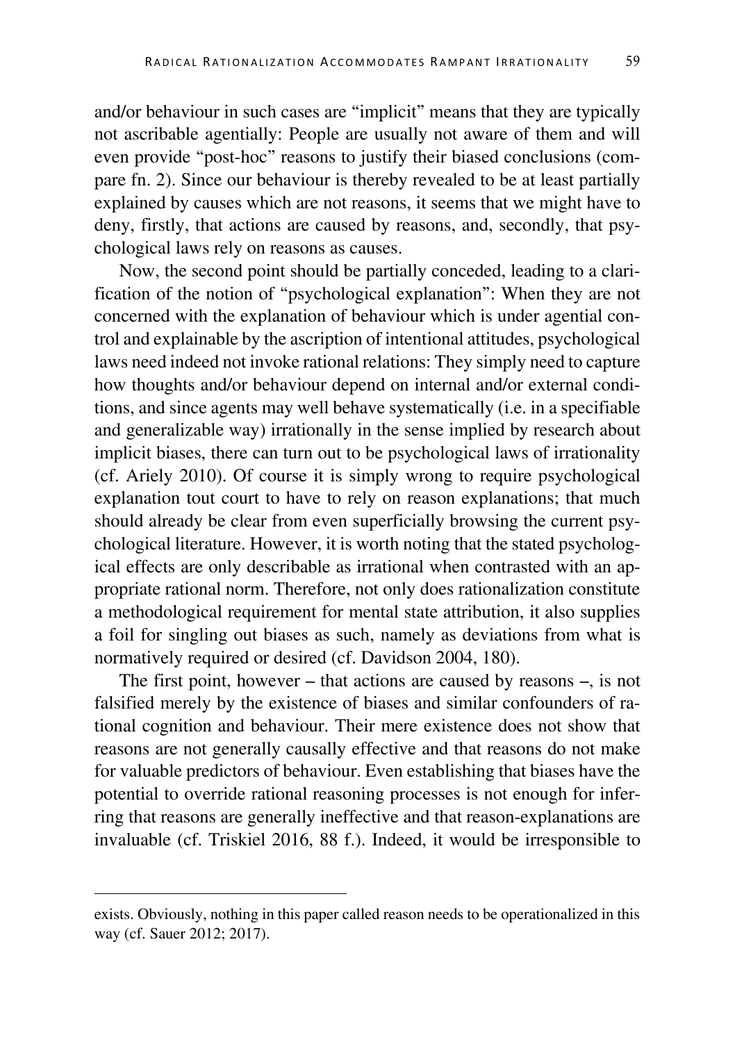and/or behaviour in such cases are "implicit" means that they are typically not ascribable agentially: People are usually not aware of them and will even provide "post-hoc" reasons to justify their biased conclusions (compare fn. 2). Since our behaviour is thereby revealed to be at least partially explained by causes which are not reasons, it seems that we might have to deny, firstly, that actions are caused by reasons, and, secondly, that psychological laws rely on reasons as causes.

Now, the second point should be partially conceded, leading to a clarification of the notion of "psychological explanation": When they are not concerned with the explanation of behaviour which is under agential control and explainable by the ascription of intentional attitudes, psychological laws need indeed not invoke rational relations: They simply need to capture how thoughts and/or behaviour depend on internal and/or external conditions, and since agents may well behave systematically (i.e. in a specifiable and generalizable way) irrationally in the sense implied by research about implicit biases, there can turn out to be psychological laws of irrationality (cf. Ariely 2010). Of course it is simply wrong to require psychological explanation tout court to have to rely on reason explanations; that much should already be clear from even superficially browsing the current psychological literature. However, it is worth noting that the stated psychological effects are only describable as irrational when contrasted with an appropriate rational norm. Therefore, not only does rationalization constitute a methodological requirement for mental state attribution, it also supplies a foil for singling out biases as such, namely as deviations from what is normatively required or desired (cf. Davidson 2004, 180).

The first point, however – that actions are caused by reasons –, is not falsified merely by the existence of biases and similar confounders of rational cognition and behaviour. Their mere existence does not show that reasons are not generally causally effective and that reasons do not make for valuable predictors of behaviour. Even establishing that biases have the potential to override rational reasoning processes is not enough for inferring that reasons are generally ineffective and that reason-explanations are invaluable (cf. Triskiel 2016, 88 f.). Indeed, it would be irresponsible to

exists. Obviously, nothing in this paper called reason needs to be operationalized in this way (cf. Sauer 2012; 2017).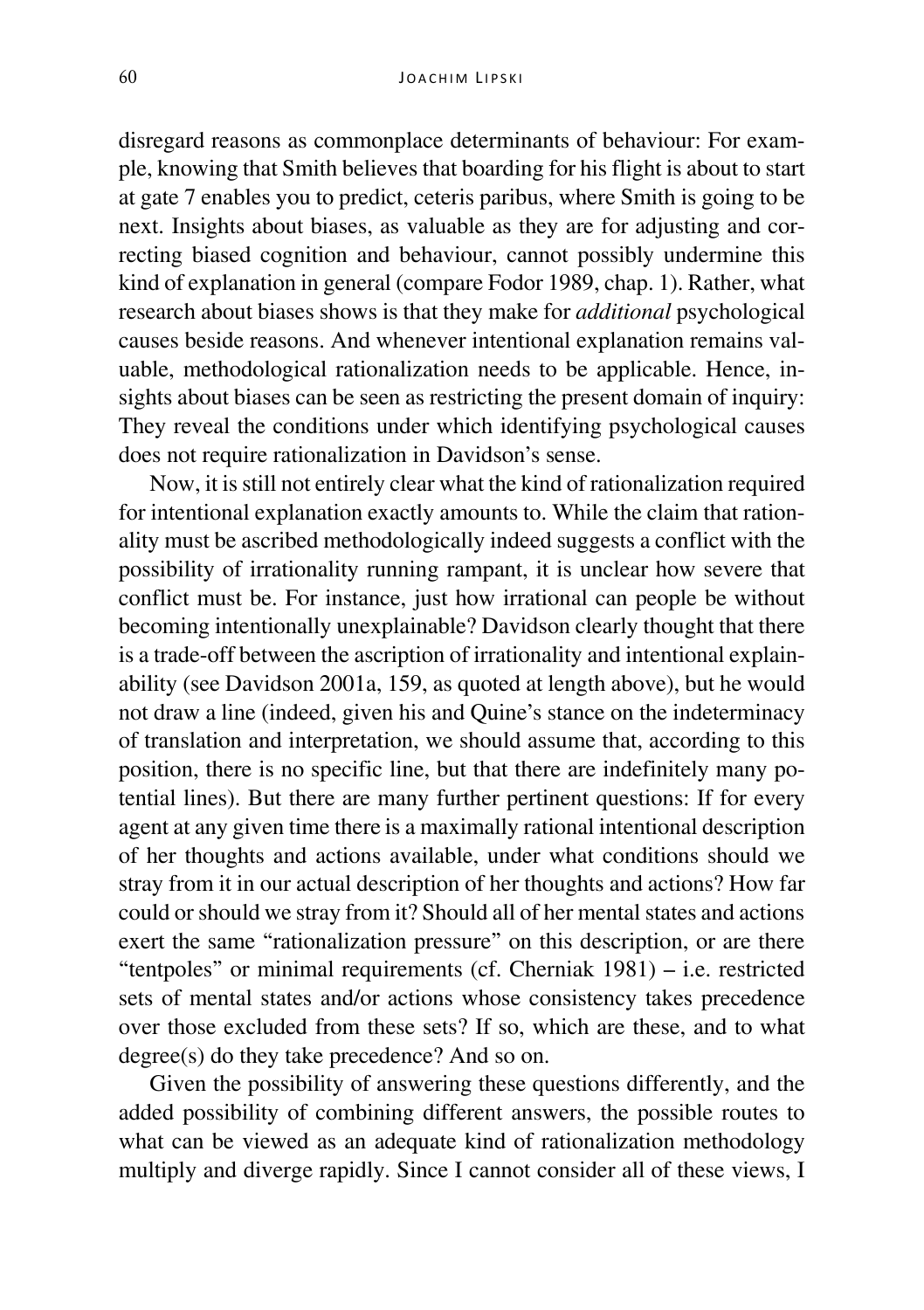disregard reasons as commonplace determinants of behaviour: For example, knowing that Smith believes that boarding for his flight is about to start at gate 7 enables you to predict, ceteris paribus, where Smith is going to be next. Insights about biases, as valuable as they are for adjusting and correcting biased cognition and behaviour, cannot possibly undermine this kind of explanation in general (compare Fodor 1989, chap. 1). Rather, what research about biases shows is that they make for *additional* psychological causes beside reasons. And whenever intentional explanation remains valuable, methodological rationalization needs to be applicable. Hence, insights about biases can be seen as restricting the present domain of inquiry: They reveal the conditions under which identifying psychological causes does not require rationalization in Davidson's sense.

Now, it is still not entirely clear what the kind of rationalization required for intentional explanation exactly amounts to. While the claim that rationality must be ascribed methodologically indeed suggests a conflict with the possibility of irrationality running rampant, it is unclear how severe that conflict must be. For instance, just how irrational can people be without becoming intentionally unexplainable? Davidson clearly thought that there is a trade-off between the ascription of irrationality and intentional explainability (see Davidson 2001a, 159, as quoted at length above), but he would not draw a line (indeed, given his and Quine's stance on the indeterminacy of translation and interpretation, we should assume that, according to this position, there is no specific line, but that there are indefinitely many potential lines). But there are many further pertinent questions: If for every agent at any given time there is a maximally rational intentional description of her thoughts and actions available, under what conditions should we stray from it in our actual description of her thoughts and actions? How far could or should we stray from it? Should all of her mental states and actions exert the same "rationalization pressure" on this description, or are there "tentpoles" or minimal requirements (cf. Cherniak 1981) – i.e. restricted sets of mental states and/or actions whose consistency takes precedence over those excluded from these sets? If so, which are these, and to what degree(s) do they take precedence? And so on.

Given the possibility of answering these questions differently, and the added possibility of combining different answers, the possible routes to what can be viewed as an adequate kind of rationalization methodology multiply and diverge rapidly. Since I cannot consider all of these views, I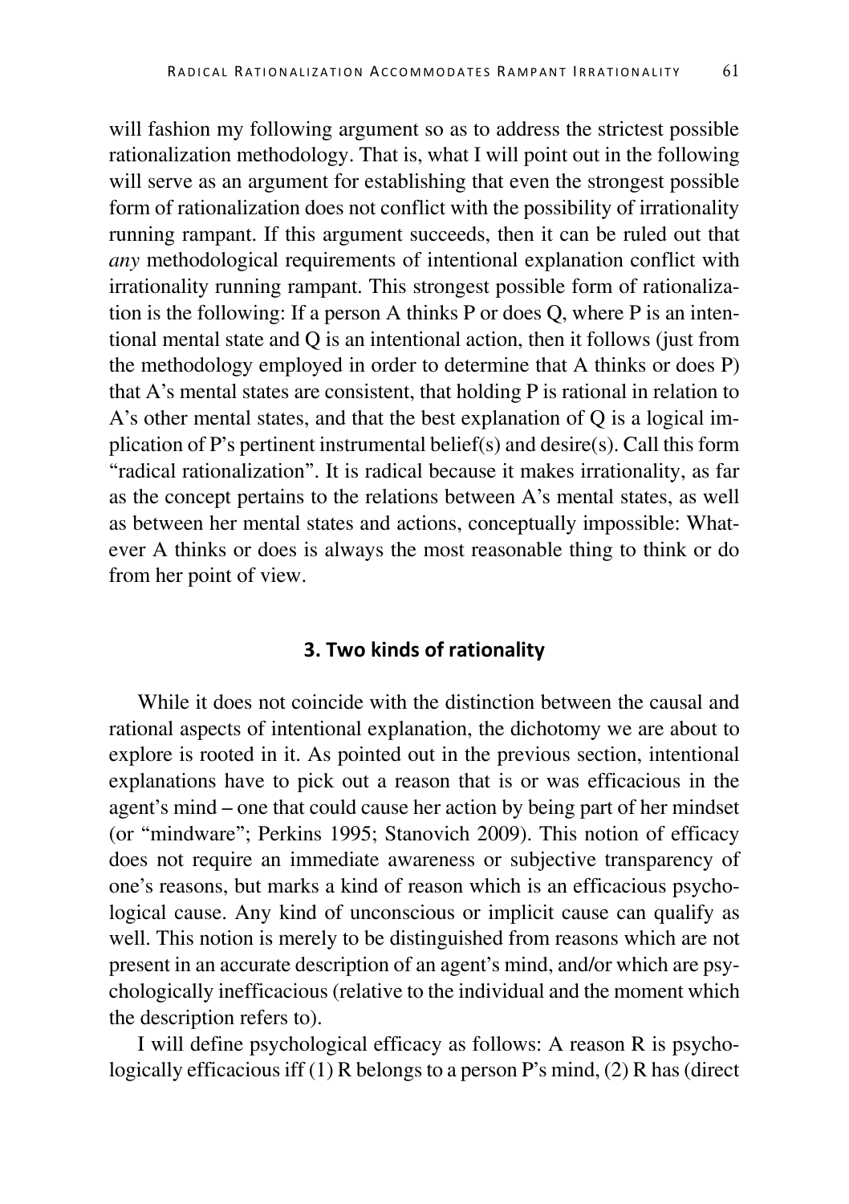will fashion my following argument so as to address the strictest possible rationalization methodology. That is, what I will point out in the following will serve as an argument for establishing that even the strongest possible form of rationalization does not conflict with the possibility of irrationality running rampant. If this argument succeeds, then it can be ruled out that *any* methodological requirements of intentional explanation conflict with irrationality running rampant. This strongest possible form of rationalization is the following: If a person A thinks P or does Q, where P is an intentional mental state and Q is an intentional action, then it follows (just from the methodology employed in order to determine that A thinks or does P) that A's mental states are consistent, that holding P is rational in relation to A's other mental states, and that the best explanation of Q is a logical implication of P's pertinent instrumental belief(s) and desire(s). Call this form "radical rationalization". It is radical because it makes irrationality, as far as the concept pertains to the relations between A's mental states, as well as between her mental states and actions, conceptually impossible: Whatever A thinks or does is always the most reasonable thing to think or do from her point of view.

## 3. Two kinds of rationality

While it does not coincide with the distinction between the causal and rational aspects of intentional explanation, the dichotomy we are about to explore is rooted in it. As pointed out in the previous section, intentional explanations have to pick out a reason that is or was efficacious in the agent's mind – one that could cause her action by being part of her mindset (or "mindware"; Perkins 1995; Stanovich 2009). This notion of efficacy does not require an immediate awareness or subjective transparency of one's reasons, but marks a kind of reason which is an efficacious psychological cause. Any kind of unconscious or implicit cause can qualify as well. This notion is merely to be distinguished from reasons which are not present in an accurate description of an agent's mind, and/or which are psychologically inefficacious (relative to the individual and the moment which the description refers to).

I will define psychological efficacy as follows: A reason R is psychologically efficacious iff (1) R belongs to a person P's mind, (2) R has (direct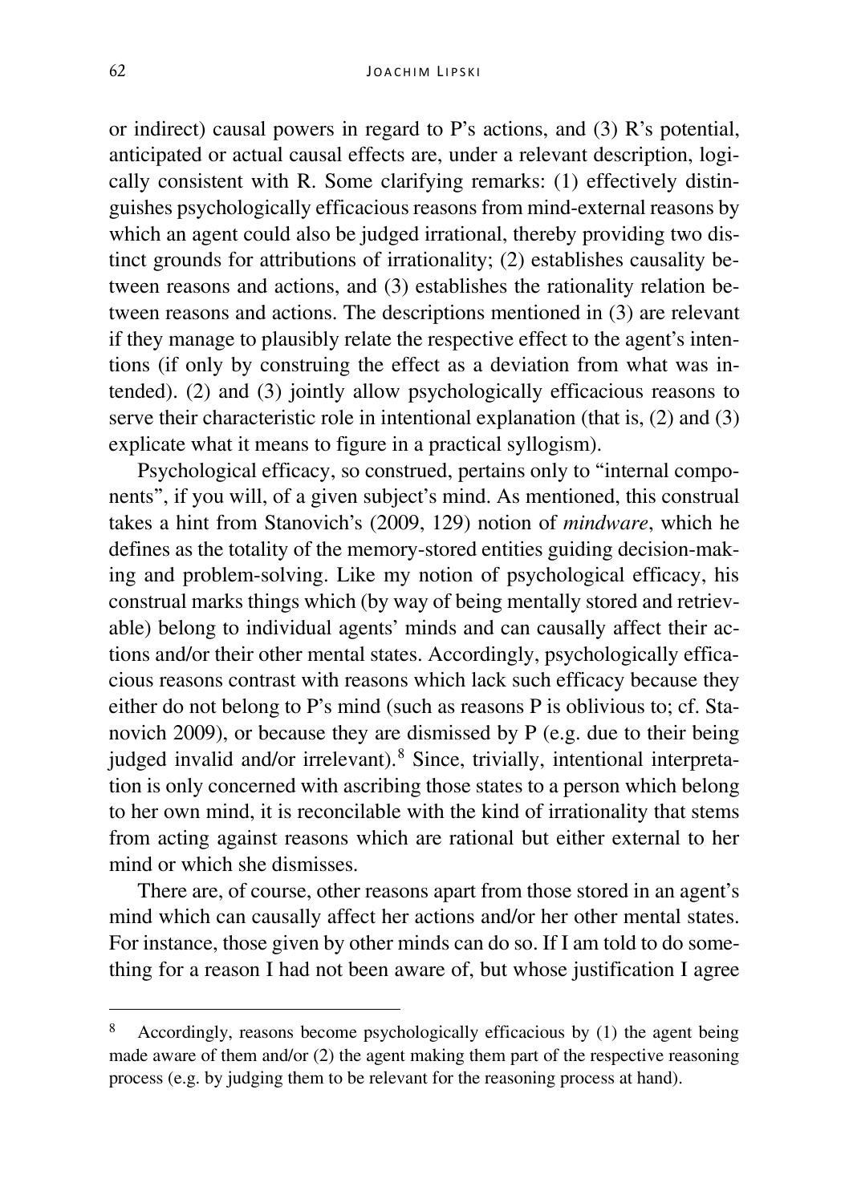or indirect) causal powers in regard to P's actions, and (3) R's potential, anticipated or actual causal effects are, under a relevant description, logically consistent with R. Some clarifying remarks: (1) effectively distinguishes psychologically efficacious reasons from mind-external reasons by which an agent could also be judged irrational, thereby providing two distinct grounds for attributions of irrationality; (2) establishes causality between reasons and actions, and (3) establishes the rationality relation between reasons and actions. The descriptions mentioned in (3) are relevant if they manage to plausibly relate the respective effect to the agent's intentions (if only by construing the effect as a deviation from what was intended). (2) and (3) jointly allow psychologically efficacious reasons to serve their characteristic role in intentional explanation (that is, (2) and (3) explicate what it means to figure in a practical syllogism).

Psychological efficacy, so construed, pertains only to "internal components", if you will, of a given subject's mind. As mentioned, this construal takes a hint from Stanovich's (2009, 129) notion of *mindware*, which he defines as the totality of the memory-stored entities guiding decision-making and problem-solving. Like my notion of psychological efficacy, his construal marks things which (by way of being mentally stored and retrievable) belong to individual agents' minds and can causally affect their actions and/or their other mental states. Accordingly, psychologically efficacious reasons contrast with reasons which lack such efficacy because they either do not belong to P's mind (such as reasons P is oblivious to; cf. Stanovich 2009), or because they are dismissed by P (e.g. due to their being judged invalid and/or irrelevant).[8] Since, trivially, intentional interpretation is only concerned with ascribing those states to a person which belong to her own mind, it is reconcilable with the kind of irrationality that stems from acting against reasons which are rational but either external to her mind or which she dismisses.

There are, of course, other reasons apart from those stored in an agent's mind which can causally affect her actions and/or her other mental states. For instance, those given by other minds can do so. If I am told to do something for a reason I had not been aware of, but whose justification I agree

---

[8] Accordingly, reasons become psychologically efficacious by (1) the agent being made aware of them and/or (2) the agent making them part of the respective reasoning process (e.g. by judging them to be relevant for the reasoning process at hand).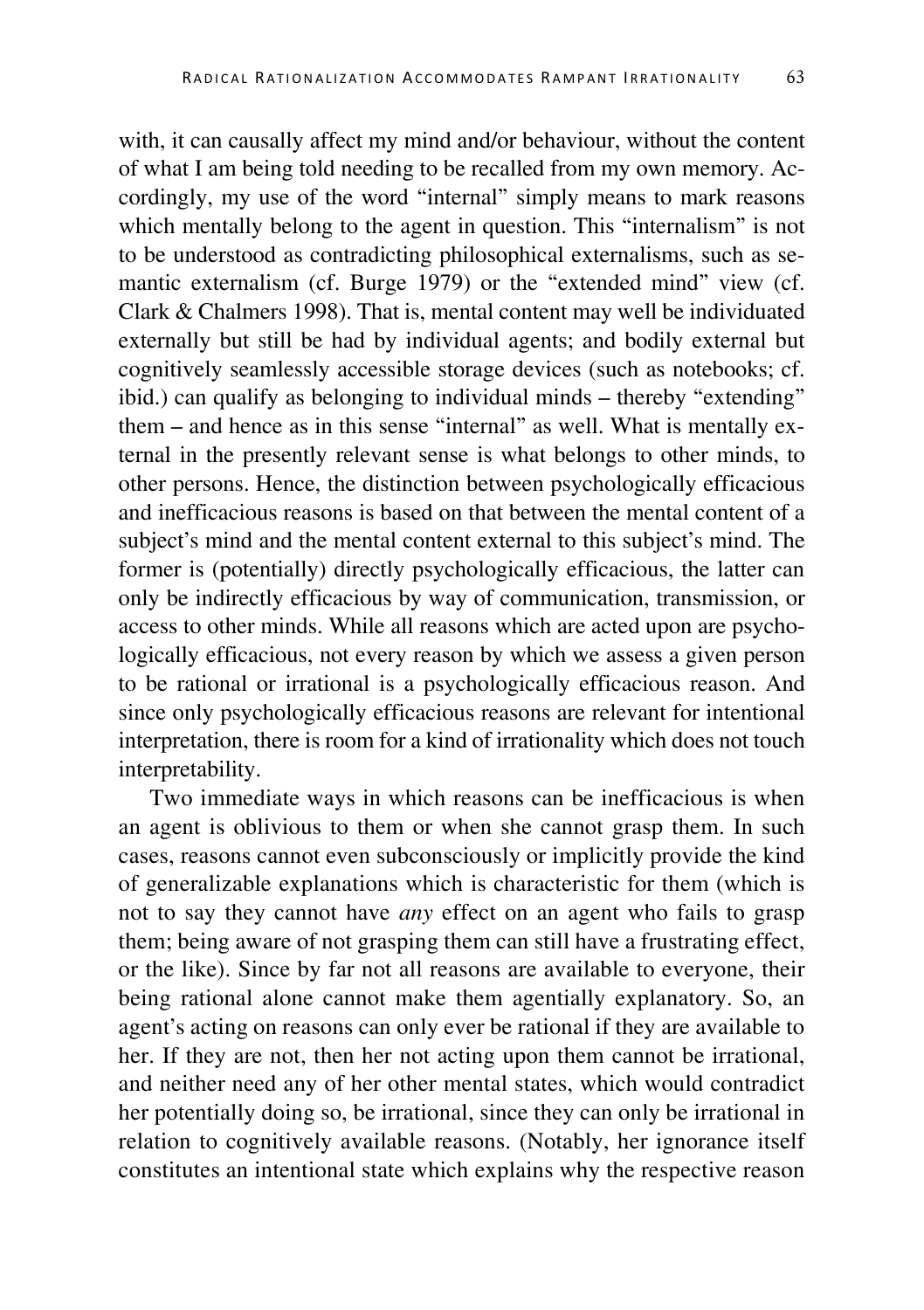with, it can causally affect my mind and/or behaviour, without the content of what I am being told needing to be recalled from my own memory. Accordingly, my use of the word "internal" simply means to mark reasons which mentally belong to the agent in question. This "internalism" is not to be understood as contradicting philosophical externalisms, such as semantic externalism (cf. Burge 1979) or the "extended mind" view (cf. Clark & Chalmers 1998). That is, mental content may well be individuated externally but still be had by individual agents; and bodily external but cognitively seamlessly accessible storage devices (such as notebooks; cf. ibid.) can qualify as belonging to individual minds – thereby "extending" them – and hence as in this sense "internal" as well. What is mentally external in the presently relevant sense is what belongs to other minds, to other persons. Hence, the distinction between psychologically efficacious and inefficacious reasons is based on that between the mental content of a subject's mind and the mental content external to this subject's mind. The former is (potentially) directly psychologically efficacious, the latter can only be indirectly efficacious by way of communication, transmission, or access to other minds. While all reasons which are acted upon are psychologically efficacious, not every reason by which we assess a given person to be rational or irrational is a psychologically efficacious reason. And since only psychologically efficacious reasons are relevant for intentional interpretation, there is room for a kind of irrationality which does not touch interpretability.

Two immediate ways in which reasons can be inefficacious is when an agent is oblivious to them or when she cannot grasp them. In such cases, reasons cannot even subconsciously or implicitly provide the kind of generalizable explanations which is characteristic for them (which is not to say they cannot have *any* effect on an agent who fails to grasp them; being aware of not grasping them can still have a frustrating effect, or the like). Since by far not all reasons are available to everyone, their being rational alone cannot make them agentially explanatory. So, an agent's acting on reasons can only ever be rational if they are available to her. If they are not, then her not acting upon them cannot be irrational, and neither need any of her other mental states, which would contradict her potentially doing so, be irrational, since they can only be irrational in relation to cognitively available reasons. (Notably, her ignorance itself constitutes an intentional state which explains why the respective reason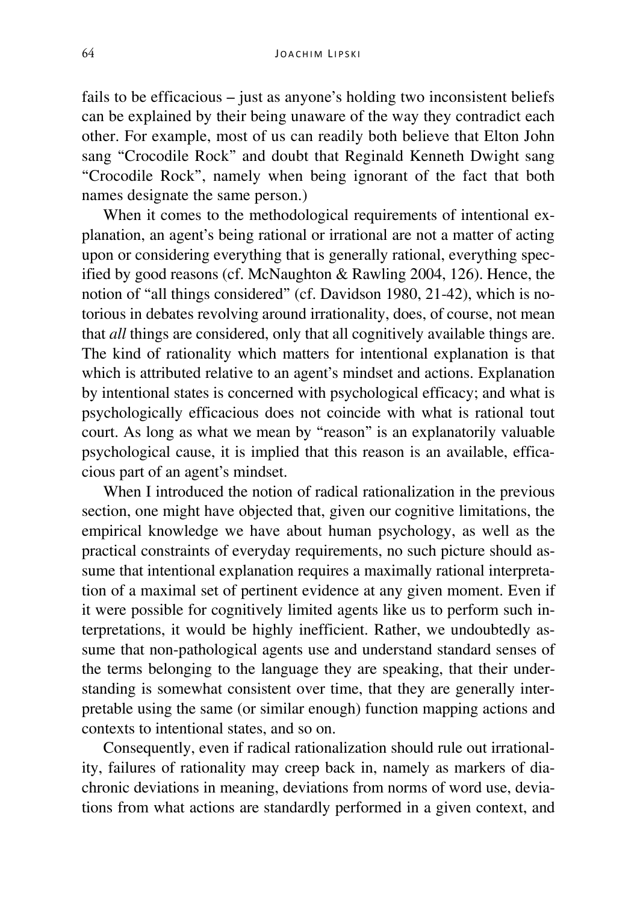fails to be efficacious – just as anyone's holding two inconsistent beliefs can be explained by their being unaware of the way they contradict each other. For example, most of us can readily both believe that Elton John sang "Crocodile Rock" and doubt that Reginald Kenneth Dwight sang "Crocodile Rock", namely when being ignorant of the fact that both names designate the same person.)

When it comes to the methodological requirements of intentional explanation, an agent's being rational or irrational are not a matter of acting upon or considering everything that is generally rational, everything specified by good reasons (cf. McNaughton & Rawling 2004, 126). Hence, the notion of "all things considered" (cf. Davidson 1980, 21-42), which is notorious in debates revolving around irrationality, does, of course, not mean that *all* things are considered, only that all cognitively available things are. The kind of rationality which matters for intentional explanation is that which is attributed relative to an agent's mindset and actions. Explanation by intentional states is concerned with psychological efficacy; and what is psychologically efficacious does not coincide with what is rational tout court. As long as what we mean by "reason" is an explanatorily valuable psychological cause, it is implied that this reason is an available, efficacious part of an agent's mindset.

When I introduced the notion of radical rationalization in the previous section, one might have objected that, given our cognitive limitations, the empirical knowledge we have about human psychology, as well as the practical constraints of everyday requirements, no such picture should assume that intentional explanation requires a maximally rational interpretation of a maximal set of pertinent evidence at any given moment. Even if it were possible for cognitively limited agents like us to perform such interpretations, it would be highly inefficient. Rather, we undoubtedly assume that non-pathological agents use and understand standard senses of the terms belonging to the language they are speaking, that their understanding is somewhat consistent over time, that they are generally interpretable using the same (or similar enough) function mapping actions and contexts to intentional states, and so on.

Consequently, even if radical rationalization should rule out irrationality, failures of rationality may creep back in, namely as markers of diachronic deviations in meaning, deviations from norms of word use, deviations from what actions are standardly performed in a given context, and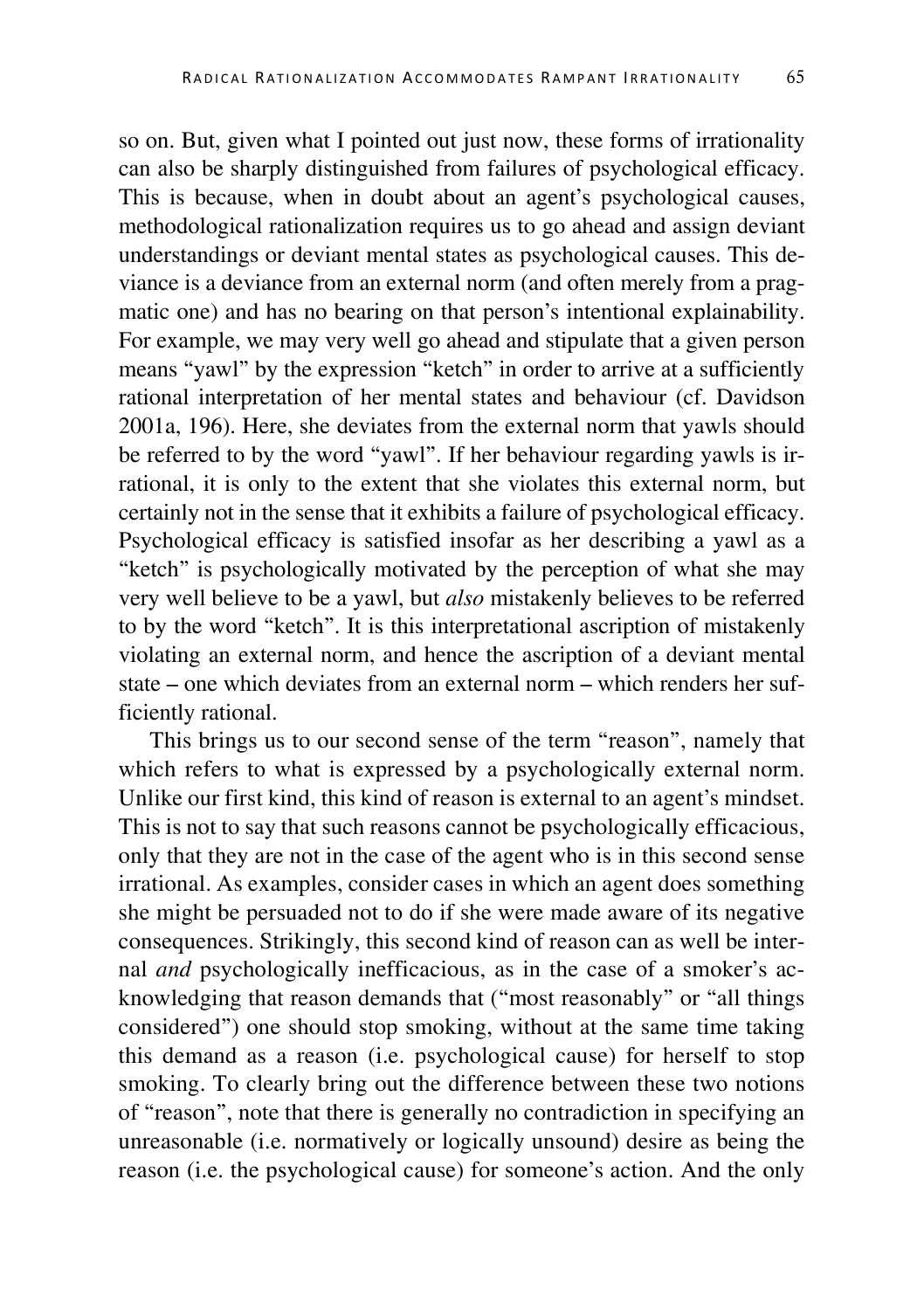so on. But, given what I pointed out just now, these forms of irrationality can also be sharply distinguished from failures of psychological efficacy. This is because, when in doubt about an agent's psychological causes, methodological rationalization requires us to go ahead and assign deviant understandings or deviant mental states as psychological causes. This deviance is a deviance from an external norm (and often merely from a pragmatic one) and has no bearing on that person's intentional explainability. For example, we may very well go ahead and stipulate that a given person means "yawl" by the expression "ketch" in order to arrive at a sufficiently rational interpretation of her mental states and behaviour (cf. Davidson 2001a, 196). Here, she deviates from the external norm that yawls should be referred to by the word "yawl". If her behaviour regarding yawls is irrational, it is only to the extent that she violates this external norm, but certainly not in the sense that it exhibits a failure of psychological efficacy. Psychological efficacy is satisfied insofar as her describing a yawl as a "ketch" is psychologically motivated by the perception of what she may very well believe to be a yawl, but *also* mistakenly believes to be referred to by the word "ketch". It is this interpretational ascription of mistakenly violating an external norm, and hence the ascription of a deviant mental state – one which deviates from an external norm – which renders her sufficiently rational.

This brings us to our second sense of the term "reason", namely that which refers to what is expressed by a psychologically external norm. Unlike our first kind, this kind of reason is external to an agent's mindset. This is not to say that such reasons cannot be psychologically efficacious, only that they are not in the case of the agent who is in this second sense irrational. As examples, consider cases in which an agent does something she might be persuaded not to do if she were made aware of its negative consequences. Strikingly, this second kind of reason can as well be internal *and* psychologically inefficacious, as in the case of a smoker's acknowledging that reason demands that ("most reasonably" or "all things considered") one should stop smoking, without at the same time taking this demand as a reason (i.e. psychological cause) for herself to stop smoking. To clearly bring out the difference between these two notions of "reason", note that there is generally no contradiction in specifying an unreasonable (i.e. normatively or logically unsound) desire as being the reason (i.e. the psychological cause) for someone's action. And the only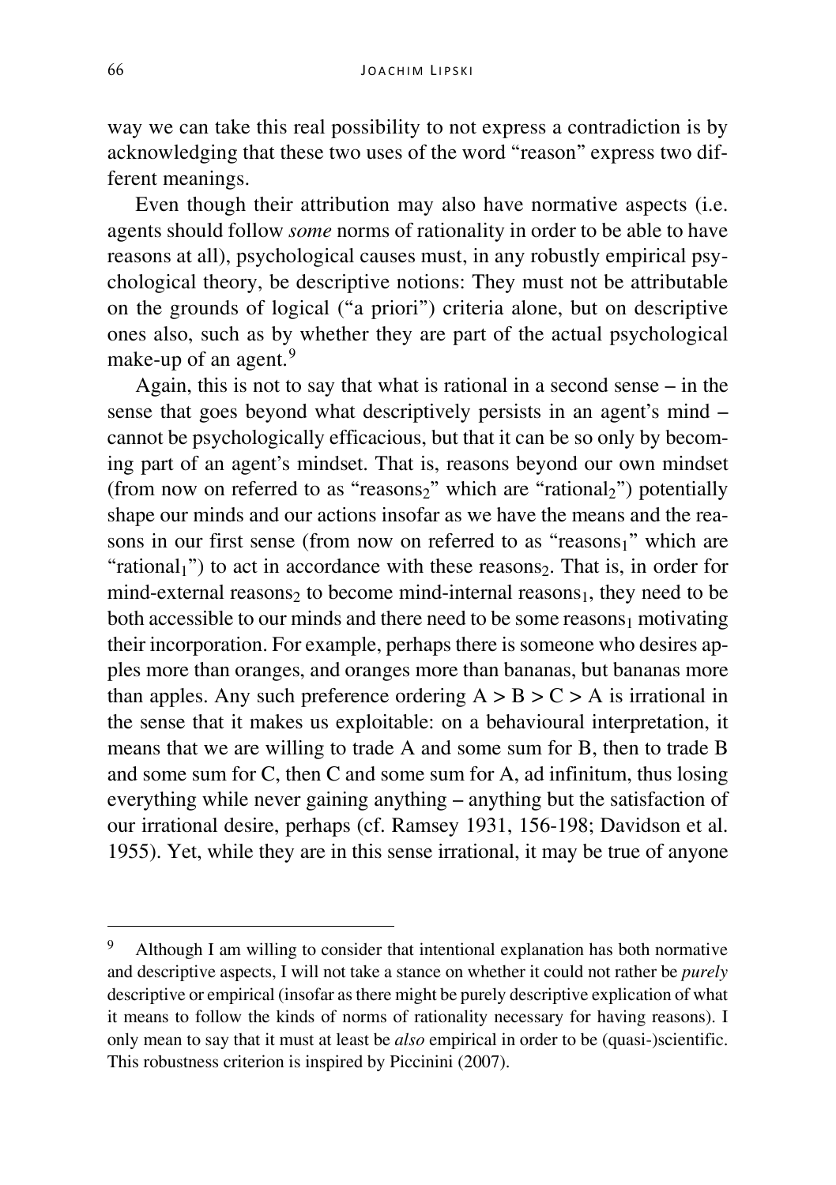way we can take this real possibility to not express a contradiction is by acknowledging that these two uses of the word "reason" express two different meanings.

Even though their attribution may also have normative aspects (i.e. agents should follow *some* norms of rationality in order to be able to have reasons at all), psychological causes must, in any robustly empirical psychological theory, be descriptive notions: They must not be attributable on the grounds of logical ("a priori") criteria alone, but on descriptive ones also, such as by whether they are part of the actual psychological make-up of an agent.[9]

Again, this is not to say that what is rational in a second sense – in the sense that goes beyond what descriptively persists in an agent's mind – cannot be psychologically efficacious, but that it can be so only by becoming part of an agent's mindset. That is, reasons beyond our own mindset (from now on referred to as "$\text{reasons}_2$" which are "$\text{rational}_2$") potentially shape our minds and our actions insofar as we have the means and the reasons in our first sense (from now on referred to as "$\text{reasons}_1$" which are "$\text{rational}_1$") to act in accordance with these $\text{reasons}_2$. That is, in order for mind-external $\text{reasons}_2$ to become mind-internal $\text{reasons}_1$, they need to be both accessible to our minds and there need to be some $\text{reasons}_1$ motivating their incorporation. For example, perhaps there is someone who desires apples more than oranges, and oranges more than bananas, but bananas more than apples. Any such preference ordering $A > B > C > A$ is irrational in the sense that it makes us exploitable: on a behavioural interpretation, it means that we are willing to trade A and some sum for B, then to trade B and some sum for C, then C and some sum for A, ad infinitum, thus losing everything while never gaining anything – anything but the satisfaction of our irrational desire, perhaps (cf. Ramsey 1931, 156-198; Davidson et al. 1955). Yet, while they are in this sense irrational, it may be true of anyone

---

[9] Although I am willing to consider that intentional explanation has both normative and descriptive aspects, I will not take a stance on whether it could not rather be *purely* descriptive or empirical (insofar as there might be purely descriptive explication of what it means to follow the kinds of norms of rationality necessary for having reasons). I only mean to say that it must at least be *also* empirical in order to be (quasi-)scientific. This robustness criterion is inspired by Piccinini (2007).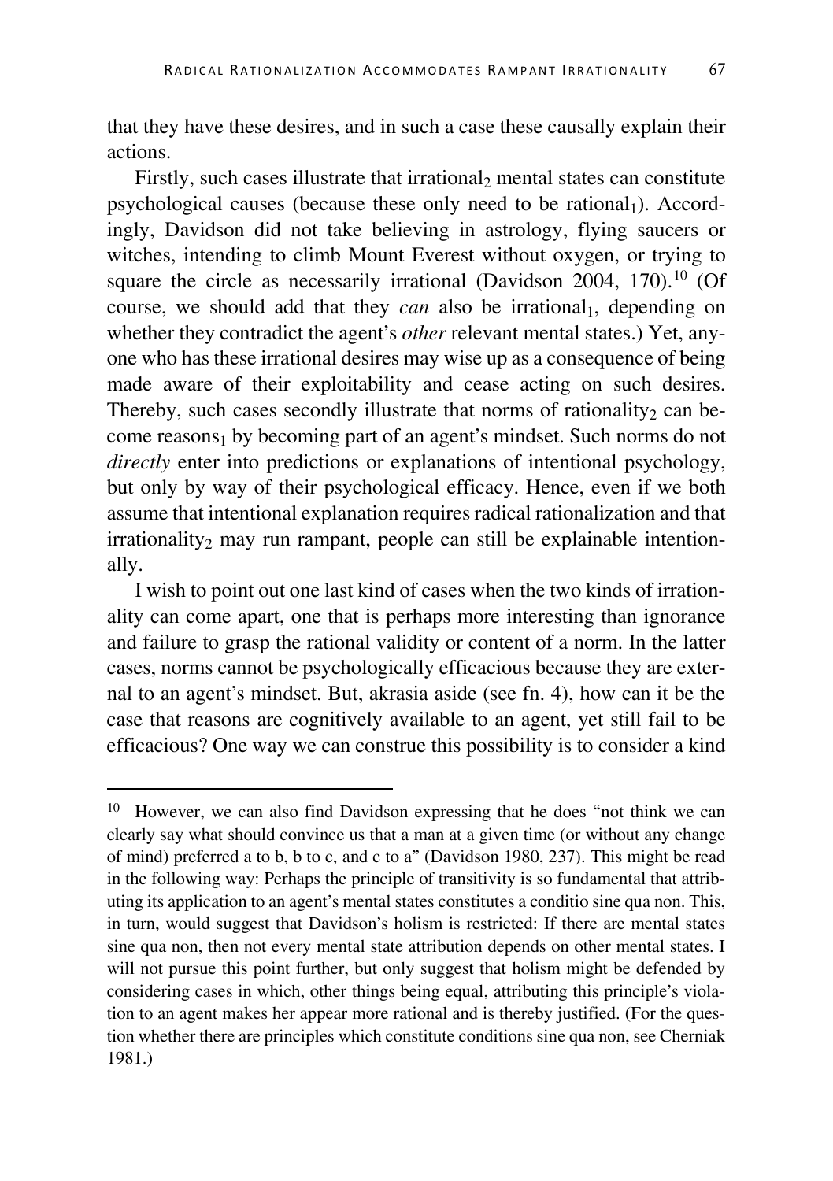that they have these desires, and in such a case these causally explain their actions.

Firstly, such cases illustrate that $\text{irrational}_2$ mental states can constitute psychological causes (because these only need to be $\text{rational}_1$). Accordingly, Davidson did not take believing in astrology, flying saucers or witches, intending to climb Mount Everest without oxygen, or trying to square the circle as necessarily irrational (Davidson 2004, 170).[10] (Of course, we should add that they *can* also be $\text{irrational}_1$, depending on whether they contradict the agent's *other* relevant mental states.) Yet, anyone who has these irrational desires may wise up as a consequence of being made aware of their exploitability and cease acting on such desires. Thereby, such cases secondly illustrate that norms of $\text{rationality}_2$ can become $\text{reasons}_1$ by becoming part of an agent's mindset. Such norms do not *directly* enter into predictions or explanations of intentional psychology, but only by way of their psychological efficacy. Hence, even if we both assume that intentional explanation requires radical rationalization and that $\text{irrationality}_2$ may run rampant, people can still be explainable intentionally.

I wish to point out one last kind of cases when the two kinds of irrationality can come apart, one that is perhaps more interesting than ignorance and failure to grasp the rational validity or content of a norm. In the latter cases, norms cannot be psychologically efficacious because they are external to an agent's mindset. But, akrasia aside (see fn. 4), how can it be the case that reasons are cognitively available to an agent, yet still fail to be efficacious? One way we can construe this possibility is to consider a kind

[10] However, we can also find Davidson expressing that he does "not think we can clearly say what should convince us that a man at a given time (or without any change of mind) preferred a to b, b to c, and c to a" (Davidson 1980, 237). This might be read in the following way: Perhaps the principle of transitivity is so fundamental that attributing its application to an agent's mental states constitutes a conditio sine qua non. This, in turn, would suggest that Davidson's holism is restricted: If there are mental states sine qua non, then not every mental state attribution depends on other mental states. I will not pursue this point further, but only suggest that holism might be defended by considering cases in which, other things being equal, attributing this principle's violation to an agent makes her appear more rational and is thereby justified. (For the question whether there are principles which constitute conditions sine qua non, see Cherniak 1981.)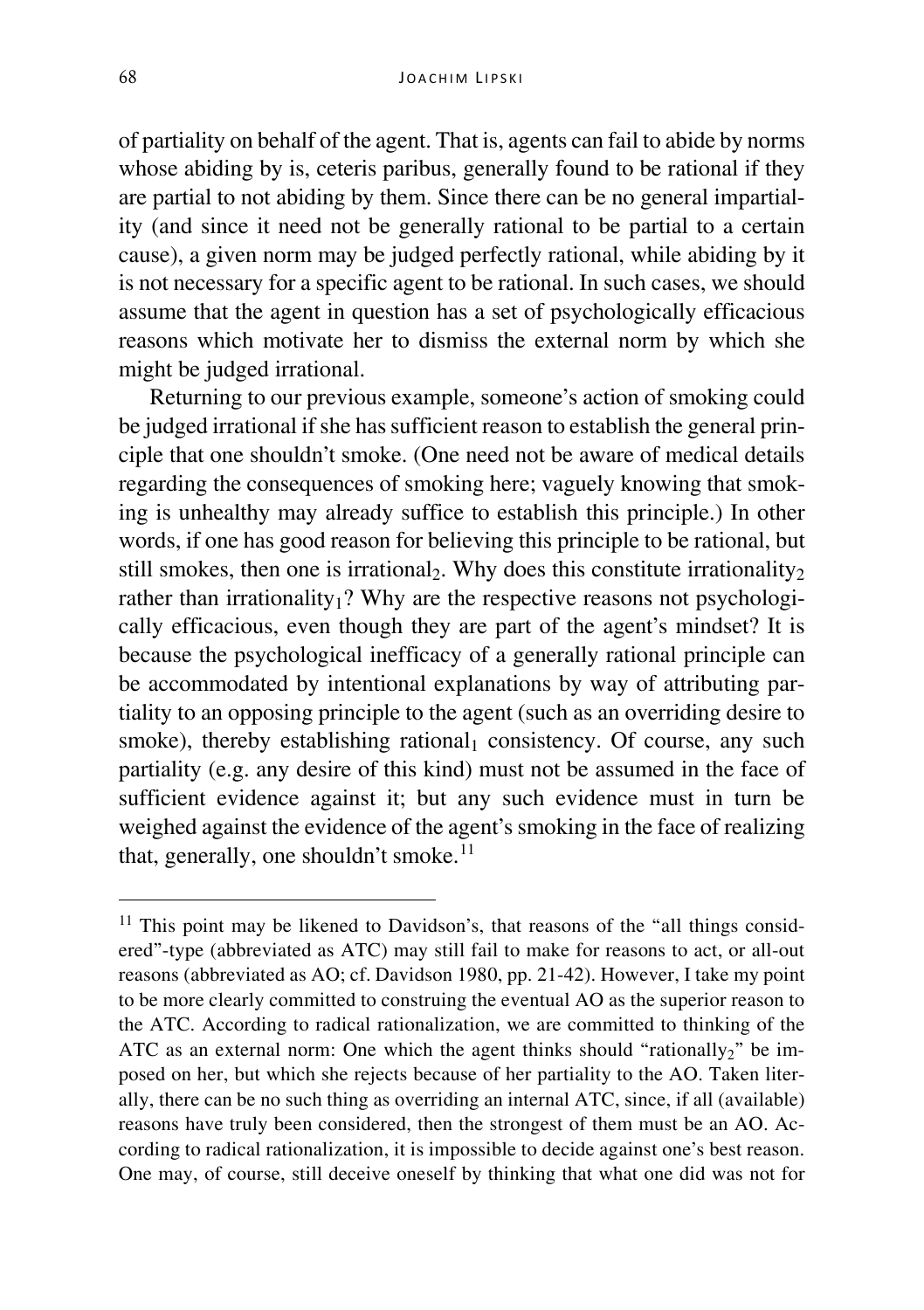of partiality on behalf of the agent. That is, agents can fail to abide by norms whose abiding by is, ceteris paribus, generally found to be rational if they are partial to not abiding by them. Since there can be no general impartiality (and since it need not be generally rational to be partial to a certain cause), a given norm may be judged perfectly rational, while abiding by it is not necessary for a specific agent to be rational. In such cases, we should assume that the agent in question has a set of psychologically efficacious reasons which motivate her to dismiss the external norm by which she might be judged irrational.

Returning to our previous example, someone's action of smoking could be judged irrational if she has sufficient reason to establish the general principle that one shouldn't smoke. (One need not be aware of medical details regarding the consequences of smoking here; vaguely knowing that smoking is unhealthy may already suffice to establish this principle.) In other words, if one has good reason for believing this principle to be rational, but still smokes, then one is irrational$_2$. Why does this constitute irrationality$_2$ rather than irrationality$_1$? Why are the respective reasons not psychologically efficacious, even though they are part of the agent's mindset? It is because the psychological inefficacy of a generally rational principle can be accommodated by intentional explanations by way of attributing partiality to an opposing principle to the agent (such as an overriding desire to smoke), thereby establishing rational$_1$ consistency. Of course, any such partiality (e.g. any desire of this kind) must not be assumed in the face of sufficient evidence against it; but any such evidence must in turn be weighed against the evidence of the agent's smoking in the face of realizing that, generally, one shouldn't smoke.[11]

---

[11] This point may be likened to Davidson's, that reasons of the "all things considered"-type (abbreviated as ATC) may still fail to make for reasons to act, or all-out reasons (abbreviated as AO; cf. Davidson 1980, pp. 21-42). However, I take my point to be more clearly committed to construing the eventual AO as the superior reason to the ATC. According to radical rationalization, we are committed to thinking of the ATC as an external norm: One which the agent thinks should "rationally$_2$" be imposed on her, but which she rejects because of her partiality to the AO. Taken literally, there can be no such thing as overriding an internal ATC, since, if all (available) reasons have truly been considered, then the strongest of them must be an AO. According to radical rationalization, it is impossible to decide against one's best reason. One may, of course, still deceive oneself by thinking that what one did was not for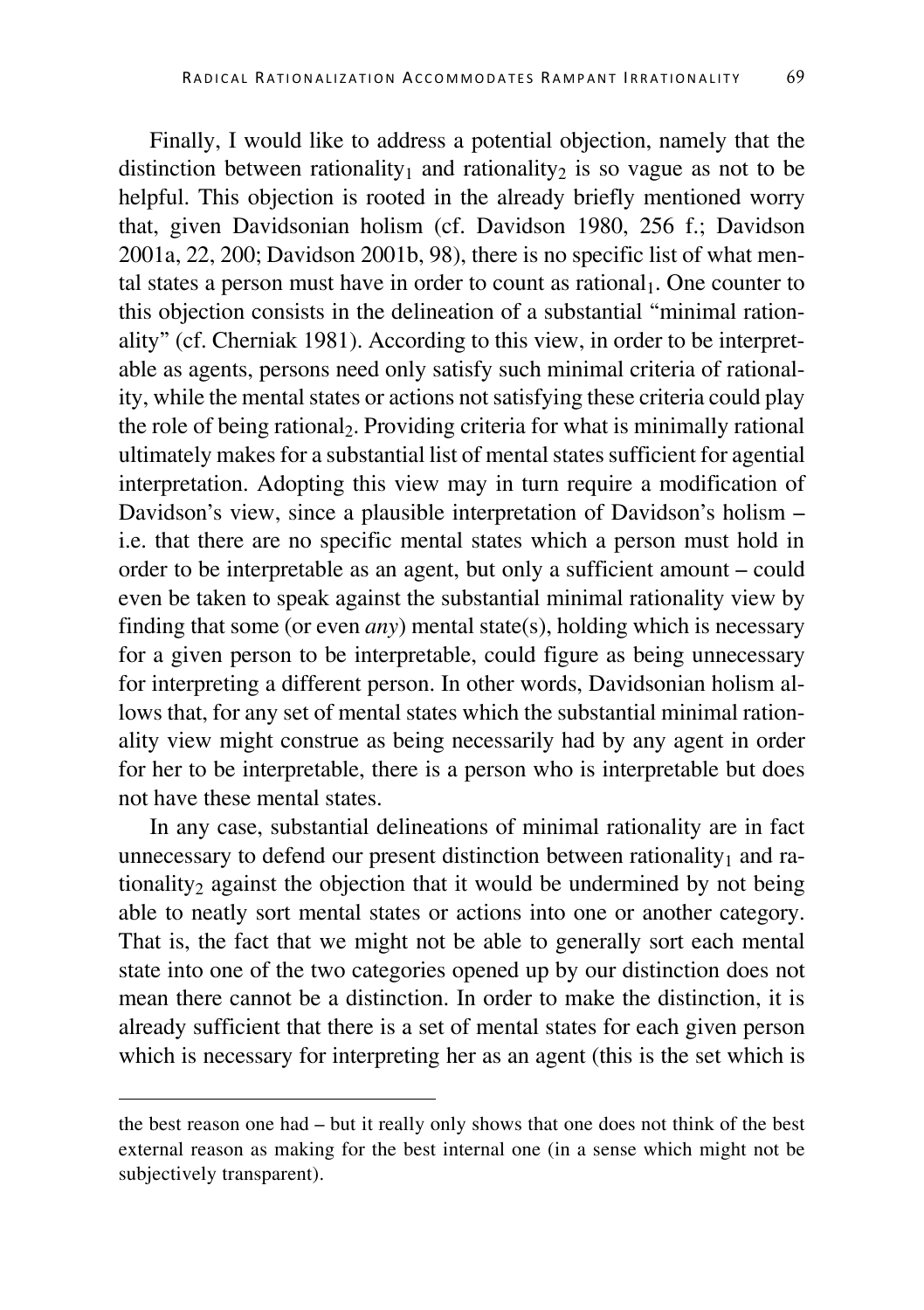Finally, I would like to address a potential objection, namely that the distinction between rationality$_1$ and rationality$_2$ is so vague as not to be helpful. This objection is rooted in the already briefly mentioned worry that, given Davidsonian holism (cf. Davidson 1980, 256 f.; Davidson 2001a, 22, 200; Davidson 2001b, 98), there is no specific list of what mental states a person must have in order to count as rational$_1$. One counter to this objection consists in the delineation of a substantial "minimal rationality" (cf. Cherniak 1981). According to this view, in order to be interpretable as agents, persons need only satisfy such minimal criteria of rationality, while the mental states or actions not satisfying these criteria could play the role of being rational$_2$. Providing criteria for what is minimally rational ultimately makes for a substantial list of mental states sufficient for agential interpretation. Adopting this view may in turn require a modification of Davidson's view, since a plausible interpretation of Davidson's holism – i.e. that there are no specific mental states which a person must hold in order to be interpretable as an agent, but only a sufficient amount – could even be taken to speak against the substantial minimal rationality view by finding that some (or even *any*) mental state(s), holding which is necessary for a given person to be interpretable, could figure as being unnecessary for interpreting a different person. In other words, Davidsonian holism allows that, for any set of mental states which the substantial minimal rationality view might construe as being necessarily had by any agent in order for her to be interpretable, there is a person who is interpretable but does not have these mental states.

In any case, substantial delineations of minimal rationality are in fact unnecessary to defend our present distinction between rationality$_1$ and rationality$_2$ against the objection that it would be undermined by not being able to neatly sort mental states or actions into one or another category. That is, the fact that we might not be able to generally sort each mental state into one of the two categories opened up by our distinction does not mean there cannot be a distinction. In order to make the distinction, it is already sufficient that there is a set of mental states for each given person which is necessary for interpreting her as an agent (this is the set which is

---

the best reason one had – but it really only shows that one does not think of the best external reason as making for the best internal one (in a sense which might not be subjectively transparent).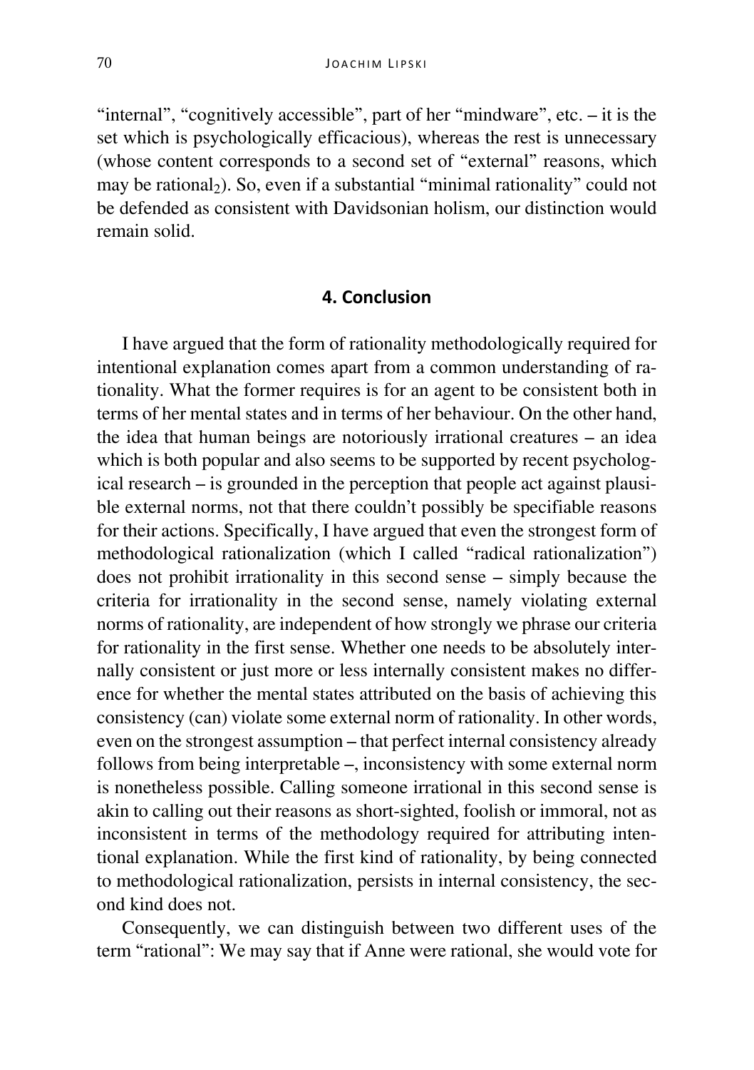"internal", "cognitively accessible", part of her "mindware", etc. – it is the set which is psychologically efficacious), whereas the rest is unnecessary (whose content corresponds to a second set of "external" reasons, which may be rational$_2$). So, even if a substantial "minimal rationality" could not be defended as consistent with Davidsonian holism, our distinction would remain solid.

## 4. Conclusion

I have argued that the form of rationality methodologically required for intentional explanation comes apart from a common understanding of rationality. What the former requires is for an agent to be consistent both in terms of her mental states and in terms of her behaviour. On the other hand, the idea that human beings are notoriously irrational creatures – an idea which is both popular and also seems to be supported by recent psychological research – is grounded in the perception that people act against plausible external norms, not that there couldn't possibly be specifiable reasons for their actions. Specifically, I have argued that even the strongest form of methodological rationalization (which I called "radical rationalization") does not prohibit irrationality in this second sense – simply because the criteria for irrationality in the second sense, namely violating external norms of rationality, are independent of how strongly we phrase our criteria for rationality in the first sense. Whether one needs to be absolutely internally consistent or just more or less internally consistent makes no difference for whether the mental states attributed on the basis of achieving this consistency (can) violate some external norm of rationality. In other words, even on the strongest assumption – that perfect internal consistency already follows from being interpretable –, inconsistency with some external norm is nonetheless possible. Calling someone irrational in this second sense is akin to calling out their reasons as short-sighted, foolish or immoral, not as inconsistent in terms of the methodology required for attributing intentional explanation. While the first kind of rationality, by being connected to methodological rationalization, persists in internal consistency, the second kind does not.

Consequently, we can distinguish between two different uses of the term "rational": We may say that if Anne were rational, she would vote for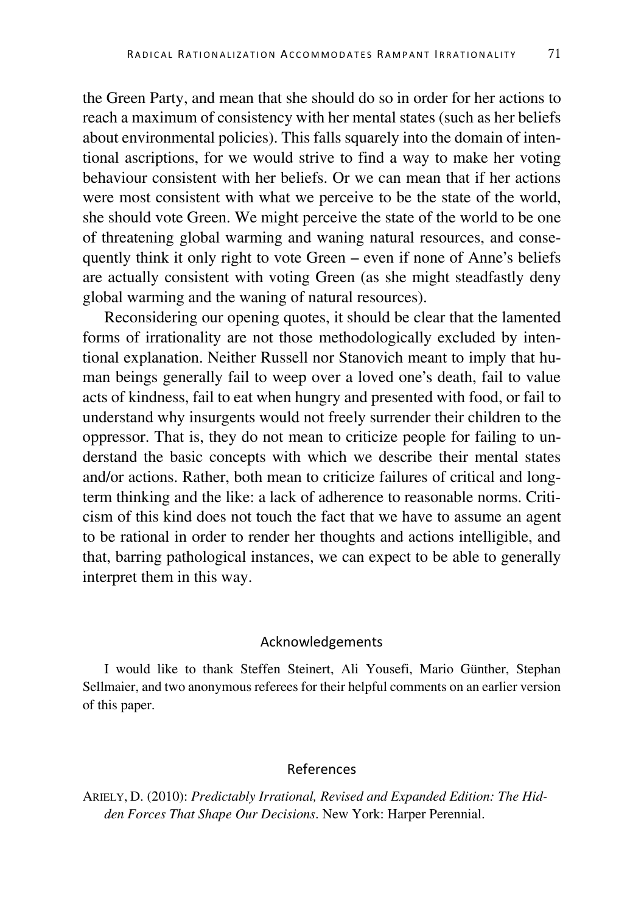the Green Party, and mean that she should do so in order for her actions to reach a maximum of consistency with her mental states (such as her beliefs about environmental policies). This falls squarely into the domain of intentional ascriptions, for we would strive to find a way to make her voting behaviour consistent with her beliefs. Or we can mean that if her actions were most consistent with what we perceive to be the state of the world, she should vote Green. We might perceive the state of the world to be one of threatening global warming and waning natural resources, and consequently think it only right to vote Green – even if none of Anne's beliefs are actually consistent with voting Green (as she might steadfastly deny global warming and the waning of natural resources).

Reconsidering our opening quotes, it should be clear that the lamented forms of irrationality are not those methodologically excluded by intentional explanation. Neither Russell nor Stanovich meant to imply that human beings generally fail to weep over a loved one's death, fail to value acts of kindness, fail to eat when hungry and presented with food, or fail to understand why insurgents would not freely surrender their children to the oppressor. That is, they do not mean to criticize people for failing to understand the basic concepts with which we describe their mental states and/or actions. Rather, both mean to criticize failures of critical and long-term thinking and the like: a lack of adherence to reasonable norms. Criticism of this kind does not touch the fact that we have to assume an agent to be rational in order to render her thoughts and actions intelligible, and that, barring pathological instances, we can expect to be able to generally interpret them in this way.

## Acknowledgements

I would like to thank Steffen Steinert, Ali Yousefi, Mario Günther, Stephan Sellmaier, and two anonymous referees for their helpful comments on an earlier version of this paper.

## References

ARIELY, D. (2010): *Predictably Irrational, Revised and Expanded Edition: The Hidden Forces That Shape Our Decisions*. New York: Harper Perennial.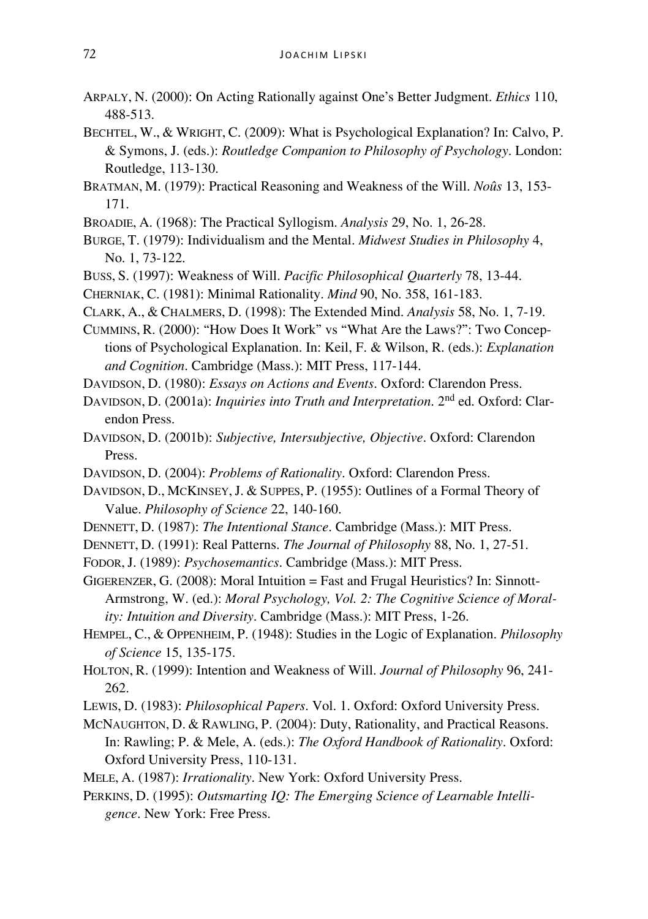ARPALY, N. (2000): On Acting Rationally against One's Better Judgment. *Ethics* 110, 488-513.

BECHTEL, W., & WRIGHT, C. (2009): What is Psychological Explanation? In: Calvo, P. & Symons, J. (eds.): *Routledge Companion to Philosophy of Psychology*. London: Routledge, 113-130.

BRATMAN, M. (1979): Practical Reasoning and Weakness of the Will. *Noûs* 13, 153-171.

BROADIE, A. (1968): The Practical Syllogism. *Analysis* 29, No. 1, 26-28.

BURGE, T. (1979): Individualism and the Mental. *Midwest Studies in Philosophy* 4, No. 1, 73-122.

BUSS, S. (1997): Weakness of Will. *Pacific Philosophical Quarterly* 78, 13-44.

CHERNIAK, C. (1981): Minimal Rationality. *Mind* 90, No. 358, 161-183.

CLARK, A., & CHALMERS, D. (1998): The Extended Mind. *Analysis* 58, No. 1, 7-19.

CUMMINS, R. (2000): "How Does It Work" vs "What Are the Laws?": Two Conceptions of Psychological Explanation. In: Keil, F. & Wilson, R. (eds.): *Explanation and Cognition*. Cambridge (Mass.): MIT Press, 117-144.

DAVIDSON, D. (1980): *Essays on Actions and Events*. Oxford: Clarendon Press.

DAVIDSON, D. (2001a): *Inquiries into Truth and Interpretation*. 2nd ed. Oxford: Clarendon Press.

DAVIDSON, D. (2001b): *Subjective, Intersubjective, Objective*. Oxford: Clarendon Press.

DAVIDSON, D. (2004): *Problems of Rationality*. Oxford: Clarendon Press.

DAVIDSON, D., MCKINSEY, J. & SUPPES, P. (1955): Outlines of a Formal Theory of Value. *Philosophy of Science* 22, 140-160.

DENNETT, D. (1987): *The Intentional Stance*. Cambridge (Mass.): MIT Press.

DENNETT, D. (1991): Real Patterns. *The Journal of Philosophy* 88, No. 1, 27-51.

FODOR, J. (1989): *Psychosemantics*. Cambridge (Mass.): MIT Press.

GIGERENZER, G. (2008): Moral Intuition = Fast and Frugal Heuristics? In: Sinnott-Armstrong, W. (ed.): *Moral Psychology, Vol. 2: The Cognitive Science of Morality: Intuition and Diversity*. Cambridge (Mass.): MIT Press, 1-26.

HEMPEL, C., & OPPENHEIM, P. (1948): Studies in the Logic of Explanation. *Philosophy of Science* 15, 135-175.

HOLTON, R. (1999): Intention and Weakness of Will. *Journal of Philosophy* 96, 241-262.

LEWIS, D. (1983): *Philosophical Papers*. Vol. 1. Oxford: Oxford University Press.

MCNAUGHTON, D. & RAWLING, P. (2004): Duty, Rationality, and Practical Reasons. In: Rawling; P. & Mele, A. (eds.): *The Oxford Handbook of Rationality*. Oxford: Oxford University Press, 110-131.

MELE, A. (1987): *Irrationality*. New York: Oxford University Press.

PERKINS, D. (1995): *Outsmarting IQ: The Emerging Science of Learnable Intelligence*. New York: Free Press.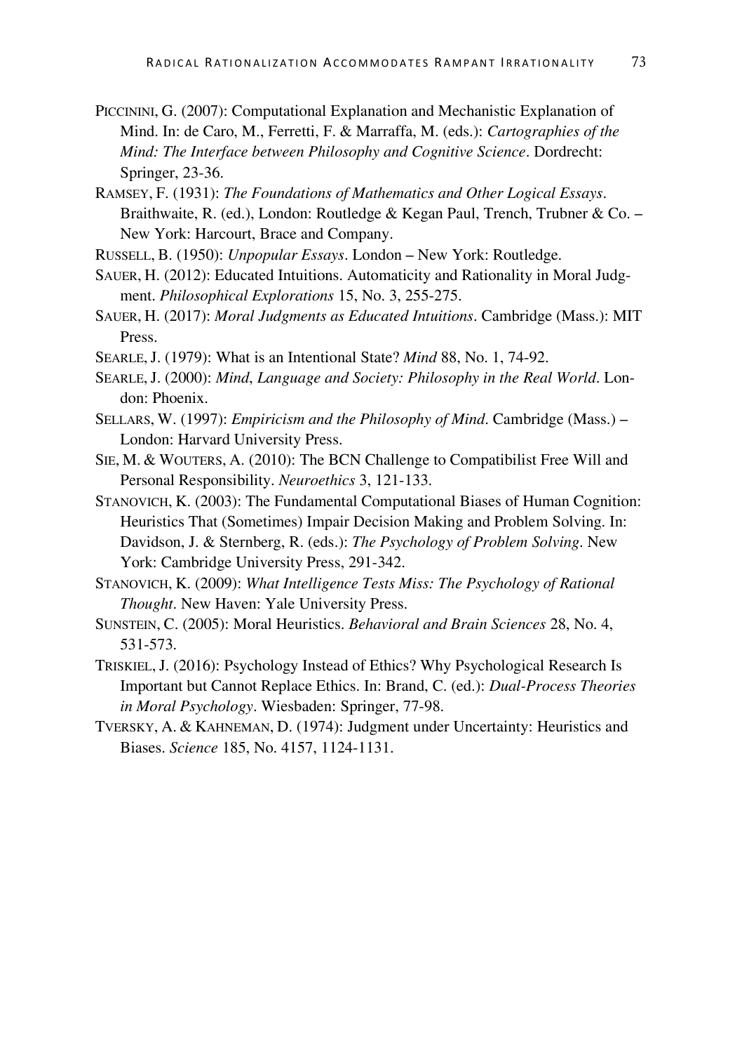PICCININI, G. (2007): Computational Explanation and Mechanistic Explanation of Mind. In: de Caro, M., Ferretti, F. & Marraffa, M. (eds.): *Cartographies of the Mind: The Interface between Philosophy and Cognitive Science*. Dordrecht: Springer, 23-36.

RAMSEY, F. (1931): *The Foundations of Mathematics and Other Logical Essays*. Braithwaite, R. (ed.), London: Routledge & Kegan Paul, Trench, Trubner & Co. – New York: Harcourt, Brace and Company.

RUSSELL, B. (1950): *Unpopular Essays*. London – New York: Routledge.

SAUER, H. (2012): Educated Intuitions. Automaticity and Rationality in Moral Judgment. *Philosophical Explorations* 15, No. 3, 255-275.

SAUER, H. (2017): *Moral Judgments as Educated Intuitions*. Cambridge (Mass.): MIT Press.

SEARLE, J. (1979): What is an Intentional State? *Mind* 88, No. 1, 74-92.

SEARLE, J. (2000): *Mind, Language and Society: Philosophy in the Real World*. London: Phoenix.

SELLARS, W. (1997): *Empiricism and the Philosophy of Mind*. Cambridge (Mass.) – London: Harvard University Press.

SIE, M. & WOUTERS, A. (2010): The BCN Challenge to Compatibilist Free Will and Personal Responsibility. *Neuroethics* 3, 121-133.

STANOVICH, K. (2003): The Fundamental Computational Biases of Human Cognition: Heuristics That (Sometimes) Impair Decision Making and Problem Solving. In: Davidson, J. & Sternberg, R. (eds.): *The Psychology of Problem Solving*. New York: Cambridge University Press, 291-342.

STANOVICH, K. (2009): *What Intelligence Tests Miss: The Psychology of Rational Thought*. New Haven: Yale University Press.

SUNSTEIN, C. (2005): Moral Heuristics. *Behavioral and Brain Sciences* 28, No. 4, 531-573.

TRISKIEL, J. (2016): Psychology Instead of Ethics? Why Psychological Research Is Important but Cannot Replace Ethics. In: Brand, C. (ed.): *Dual-Process Theories in Moral Psychology*. Wiesbaden: Springer, 77-98.

TVERSKY, A. & KAHNEMAN, D. (1974): Judgment under Uncertainty: Heuristics and Biases. *Science* 185, No. 4157, 1124-1131.